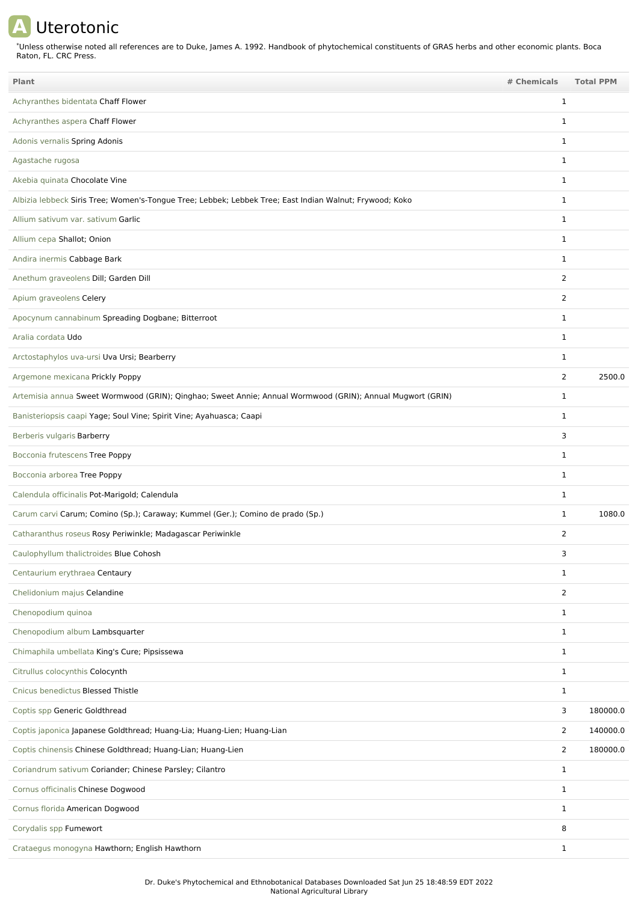# Uterotonic

*Unless otherwise noted all references are to Duke, James A. 1992. Handbook of phytochemical constituents of GRAS herbs and other economic plants. Boca Raton, FL. CRC Press.

| Plant | # Chemicals | Total PPM |
|---|---|---|
| Achyranthes bidentata Chaff Flower | 1 | |
| Achyranthes aspera Chaff Flower | 1 | |
| Adonis vernalis Spring Adonis | 1 | |
| Agastache rugosa | 1 | |
| Akebia quinata Chocolate Vine | 1 | |
| Albizia lebbeck Siris Tree; Women's-Tongue Tree; Lebbek; Lebbek Tree; East Indian Walnut; Frywood; Koko | 1 | |
| Allium sativum var. sativum Garlic | 1 | |
| Allium cepa Shallot; Onion | 1 | |
| Andira inermis Cabbage Bark | 1 | |
| Anethum graveolens Dill; Garden Dill | 2 | |
| Apium graveolens Celery | 2 | |
| Apocynum cannabinum Spreading Dogbane; Bitterroot | 1 | |
| Aralia cordata Udo | 1 | |
| Arctostaphylos uva-ursi Uva Ursi; Bearberry | 1 | |
| Argemone mexicana Prickly Poppy | 2 | 2500.0 |
| Artemisia annua Sweet Wormwood (GRIN); Qinghao; Sweet Annie; Annual Wormwood (GRIN); Annual Mugwort (GRIN) | 1 | |
| Banisteriopsis caapi Yage; Soul Vine; Spirit Vine; Ayahuasca; Caapi | 1 | |
| Berberis vulgaris Barberry | 3 | |
| Bocconia frutescens Tree Poppy | 1 | |
| Bocconia arborea Tree Poppy | 1 | |
| Calendula officinalis Pot-Marigold; Calendula | 1 | |
| Carum carvi Carum; Comino (Sp.); Caraway; Kummel (Ger.); Comino de prado (Sp.) | 1 | 1080.0 |
| Catharanthus roseus Rosy Periwinkle; Madagascar Periwinkle | 2 | |
| Caulophyllum thalictroides Blue Cohosh | 3 | |
| Centaurium erythraea Centaury | 1 | |
| Chelidonium majus Celandine | 2 | |
| Chenopodium quinoa | 1 | |
| Chenopodium album Lambsquarter | 1 | |
| Chimaphila umbellata King's Cure; Pipsissewa | 1 | |
| Citrullus colocynthis Colocynth | 1 | |
| Cnicus benedictus Blessed Thistle | 1 | |
| Coptis spp Generic Goldthread | 3 | 180000.0 |
| Coptis japonica Japanese Goldthread; Huang-Lia; Huang-Lien; Huang-Lian | 2 | 140000.0 |
| Coptis chinensis Chinese Goldthread; Huang-Lian; Huang-Lien | 2 | 180000.0 |
| Coriandrum sativum Coriander; Chinese Parsley; Cilantro | 1 | |
| Cornus officinalis Chinese Dogwood | 1 | |
| Cornus florida American Dogwood | 1 | |
| Corydalis spp Fumewort | 8 | |
| Crataegus monogyna Hawthorn; English Hawthorn | 1 | |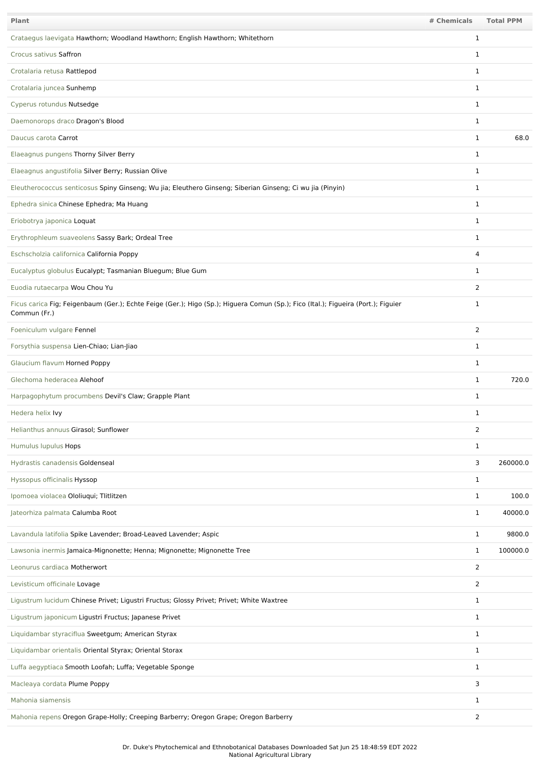| Plant | # Chemicals | Total PPM |
|---|---|---|
| Crataegus laevigata Hawthorn; Woodland Hawthorn; English Hawthorn; Whitethorn | 1 | |
| Crocus sativus Saffron | 1 | |
| Crotalaria retusa Rattlepod | 1 | |
| Crotalaria juncea Sunhemp | 1 | |
| Cyperus rotundus Nutsedge | 1 | |
| Daemonorops draco Dragon's Blood | 1 | |
| Daucus carota Carrot | 1 | 68.0 |
| Elaeagnus pungens Thorny Silver Berry | 1 | |
| Elaeagnus angustifolia Silver Berry; Russian Olive | 1 | |
| Eleutherococcus senticosus Spiny Ginseng; Wu jia; Eleuthero Ginseng; Siberian Ginseng; Ci wu jia (Pinyin) | 1 | |
| Ephedra sinica Chinese Ephedra; Ma Huang | 1 | |
| Eriobotrya japonica Loquat | 1 | |
| Erythrophleum suaveolens Sassy Bark; Ordeal Tree | 1 | |
| Eschscholzia californica California Poppy | 4 | |
| Eucalyptus globulus Eucalypt; Tasmanian Bluegum; Blue Gum | 1 | |
| Euodia rutaecarpa Wou Chou Yu | 2 | |
| Ficus carica Fig; Feigenbaum (Ger.); Echte Feige (Ger.); Higo (Sp.); Higuera Comun (Sp.); Fico (Ital.); Figueira (Port.); Figuier Commun (Fr.) | 1 | |
| Foeniculum vulgare Fennel | 2 | |
| Forsythia suspensa Lien-Chiao; Lian-Jiao | 1 | |
| Glaucium flavum Horned Poppy | 1 | |
| Glechoma hederacea Alehoof | 1 | 720.0 |
| Harpagophytum procumbens Devil's Claw; Grapple Plant | 1 | |
| Hedera helix Ivy | 1 | |
| Helianthus annuus Girasol; Sunflower | 2 | |
| Humulus lupulus Hops | 1 | |
| Hydrastis canadensis Goldenseal | 3 | 260000.0 |
| Hyssopus officinalis Hyssop | 1 | |
| Ipomoea violacea Ololiuqui; Tlitlitzen | 1 | 100.0 |
| Jateorhiza palmata Calumba Root | 1 | 40000.0 |
| Lavandula latifolia Spike Lavender; Broad-Leaved Lavender; Aspic | 1 | 9800.0 |
| Lawsonia inermis Jamaica-Mignonette; Henna; Mignonette; Mignonette Tree | 1 | 100000.0 |
| Leonurus cardiaca Motherwort | 2 | |
| Levisticum officinale Lovage | 2 | |
| Ligustrum lucidum Chinese Privet; Ligustri Fructus; Glossy Privet; Privet; White Waxtree | 1 | |
| Ligustrum japonicum Ligustri Fructus; Japanese Privet | 1 | |
| Liquidambar styraciflua Sweetgum; American Styrax | 1 | |
| Liquidambar orientalis Oriental Styrax; Oriental Storax | 1 | |
| Luffa aegyptiaca Smooth Loofah; Luffa; Vegetable Sponge | 1 | |
| Macleaya cordata Plume Poppy | 3 | |
| Mahonia siamensis | 1 | |
| Mahonia repens Oregon Grape-Holly; Creeping Barberry; Oregon Grape; Oregon Barberry | 2 | |

Dr. Duke's Phytochemical and Ethnobotanical Databases Downloaded Sat Jun 25 18:48:59 EDT 2022
National Agricultural Library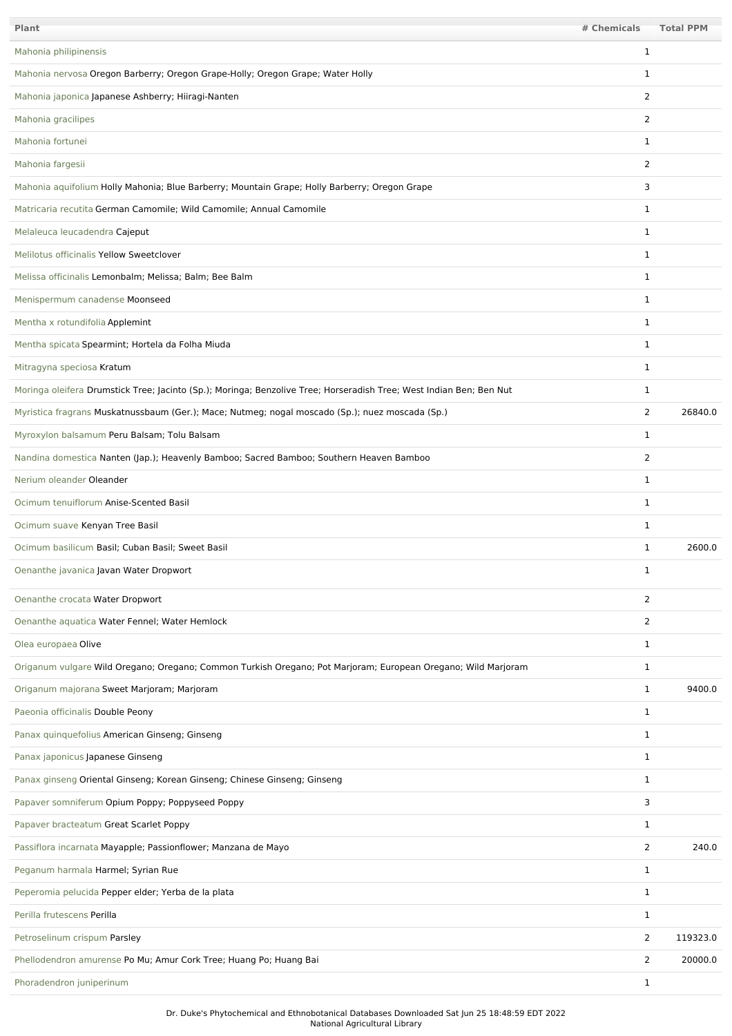| Plant | # Chemicals | Total PPM |
|---|---|---|
| Mahonia philipinensis | 1 | |
| Mahonia nervosa Oregon Barberry; Oregon Grape-Holly; Oregon Grape; Water Holly | 1 | |
| Mahonia japonica Japanese Ashberry; Hiiragi-Nanten | 2 | |
| Mahonia gracilipes | 2 | |
| Mahonia fortunei | 1 | |
| Mahonia fargesii | 2 | |
| Mahonia aquifolium Holly Mahonia; Blue Barberry; Mountain Grape; Holly Barberry; Oregon Grape | 3 | |
| Matricaria recutita German Camomile; Wild Camomile; Annual Camomile | 1 | |
| Melaleuca leucadendra Cajeput | 1 | |
| Melilotus officinalis Yellow Sweetclover | 1 | |
| Melissa officinalis Lemonbalm; Melissa; Balm; Bee Balm | 1 | |
| Menispermum canadense Moonseed | 1 | |
| Mentha x rotundifolia Applemint | 1 | |
| Mentha spicata Spearmint; Hortela da Folha Miuda | 1 | |
| Mitragyna speciosa Kratum | 1 | |
| Moringa oleifera Drumstick Tree; Jacinto (Sp.); Moringa; Benzolive Tree; Horseradish Tree; West Indian Ben; Ben Nut | 1 | |
| Myristica fragrans Muskatnussbaum (Ger.); Mace; Nutmeg; nogal moscado (Sp.); nuez moscada (Sp.) | 2 | 26840.0 |
| Myroxylon balsamum Peru Balsam; Tolu Balsam | 1 | |
| Nandina domestica Nanten (Jap.); Heavenly Bamboo; Sacred Bamboo; Southern Heaven Bamboo | 2 | |
| Nerium oleander Oleander | 1 | |
| Ocimum tenuiflorum Anise-Scented Basil | 1 | |
| Ocimum suave Kenyan Tree Basil | 1 | |
| Ocimum basilicum Basil; Cuban Basil; Sweet Basil | 1 | 2600.0 |
| Oenanthe javanica Javan Water Dropwort | 1 | |
| Oenanthe crocata Water Dropwort | 2 | |
| Oenanthe aquatica Water Fennel; Water Hemlock | 2 | |
| Olea europaea Olive | 1 | |
| Origanum vulgare Wild Oregano; Oregano; Common Turkish Oregano; Pot Marjoram; European Oregano; Wild Marjoram | 1 | |
| Origanum majorana Sweet Marjoram; Marjoram | 1 | 9400.0 |
| Paeonia officinalis Double Peony | 1 | |
| Panax quinquefolius American Ginseng; Ginseng | 1 | |
| Panax japonicus Japanese Ginseng | 1 | |
| Panax ginseng Oriental Ginseng; Korean Ginseng; Chinese Ginseng; Ginseng | 1 | |
| Papaver somniferum Opium Poppy; Poppyseed Poppy | 3 | |
| Papaver bracteatum Great Scarlet Poppy | 1 | |
| Passiflora incarnata Mayapple; Passionflower; Manzana de Mayo | 2 | 240.0 |
| Peganum harmala Harmel; Syrian Rue | 1 | |
| Peperomia pelucida Pepper elder; Yerba de la plata | 1 | |
| Perilla frutescens Perilla | 1 | |
| Petroselinum crispum Parsley | 2 | 119323.0 |
| Phellodendron amurense Po Mu; Amur Cork Tree; Huang Po; Huang Bai | 2 | 20000.0 |
| Phoradendron juniperinum | 1 | |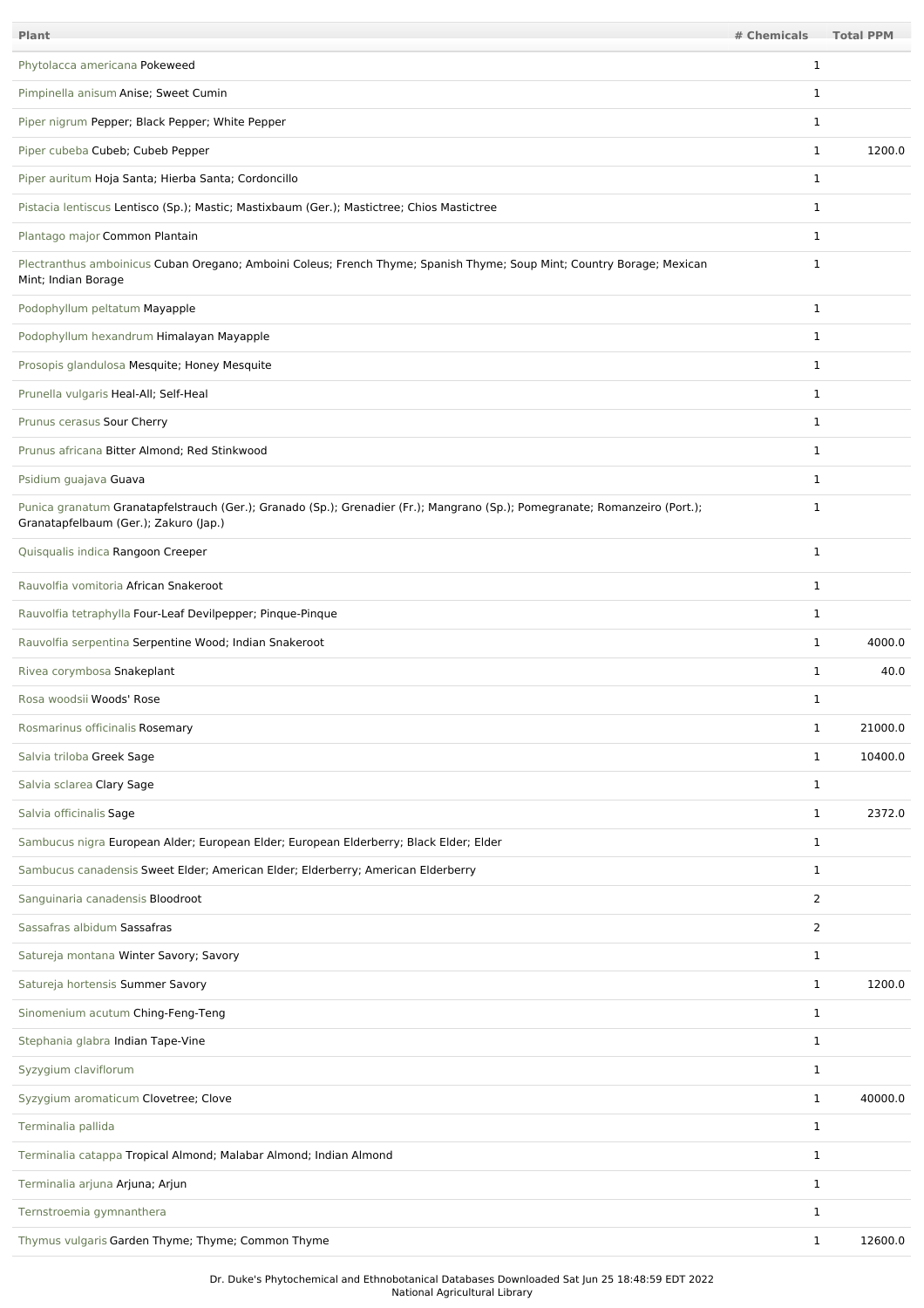| Plant | # Chemicals | Total PPM |
|---|---|---|
| Phytolacca americana Pokeweed | 1 | |
| Pimpinella anisum Anise; Sweet Cumin | 1 | |
| Piper nigrum Pepper; Black Pepper; White Pepper | 1 | |
| Piper cubeba Cubeb; Cubeb Pepper | 1 | 1200.0 |
| Piper auritum Hoja Santa; Hierba Santa; Cordoncillo | 1 | |
| Pistacia lentiscus Lentisco (Sp.); Mastic; Mastixbaum (Ger.); Mastictree; Chios Mastictree | 1 | |
| Plantago major Common Plantain | 1 | |
| Plectranthus amboinicus Cuban Oregano; Amboini Coleus; French Thyme; Spanish Thyme; Soup Mint; Country Borage; Mexican Mint; Indian Borage | 1 | |
| Podophyllum peltatum Mayapple | 1 | |
| Podophyllum hexandrum Himalayan Mayapple | 1 | |
| Prosopis glandulosa Mesquite; Honey Mesquite | 1 | |
| Prunella vulgaris Heal-All; Self-Heal | 1 | |
| Prunus cerasus Sour Cherry | 1 | |
| Prunus africana Bitter Almond; Red Stinkwood | 1 | |
| Psidium guajava Guava | 1 | |
| Punica granatum Granatapfelstrauch (Ger.); Granado (Sp.); Grenadier (Fr.); Mangrano (Sp.); Pomegranate; Romanzeiro (Port.); Granatapfelbaum (Ger.); Zakuro (Jap.) | 1 | |
| Quisqualis indica Rangoon Creeper | 1 | |
| Rauvolfia vomitoria African Snakeroot | 1 | |
| Rauvolfia tetraphylla Four-Leaf Devilpepper; Pinque-Pinque | 1 | |
| Rauvolfia serpentina Serpentine Wood; Indian Snakeroot | 1 | 4000.0 |
| Rivea corymbosa Snakeplant | 1 | 40.0 |
| Rosa woodsii Woods' Rose | 1 | |
| Rosmarinus officinalis Rosemary | 1 | 21000.0 |
| Salvia triloba Greek Sage | 1 | 10400.0 |
| Salvia sclarea Clary Sage | 1 | |
| Salvia officinalis Sage | 1 | 2372.0 |
| Sambucus nigra European Alder; European Elder; European Elderberry; Black Elder; Elder | 1 | |
| Sambucus canadensis Sweet Elder; American Elder; Elderberry; American Elderberry | 1 | |
| Sanguinaria canadensis Bloodroot | 2 | |
| Sassafras albidum Sassafras | 2 | |
| Satureja montana Winter Savory; Savory | 1 | |
| Satureja hortensis Summer Savory | 1 | 1200.0 |
| Sinomenium acutum Ching-Feng-Teng | 1 | |
| Stephania glabra Indian Tape-Vine | 1 | |
| Syzygium claviflorum | 1 | |
| Syzygium aromaticum Clovetree; Clove | 1 | 40000.0 |
| Terminalia pallida | 1 | |
| Terminalia catappa Tropical Almond; Malabar Almond; Indian Almond | 1 | |
| Terminalia arjuna Arjuna; Arjun | 1 | |
| Ternstroemia gymnanthera | 1 | |
| Thymus vulgaris Garden Thyme; Thyme; Common Thyme | 1 | 12600.0 |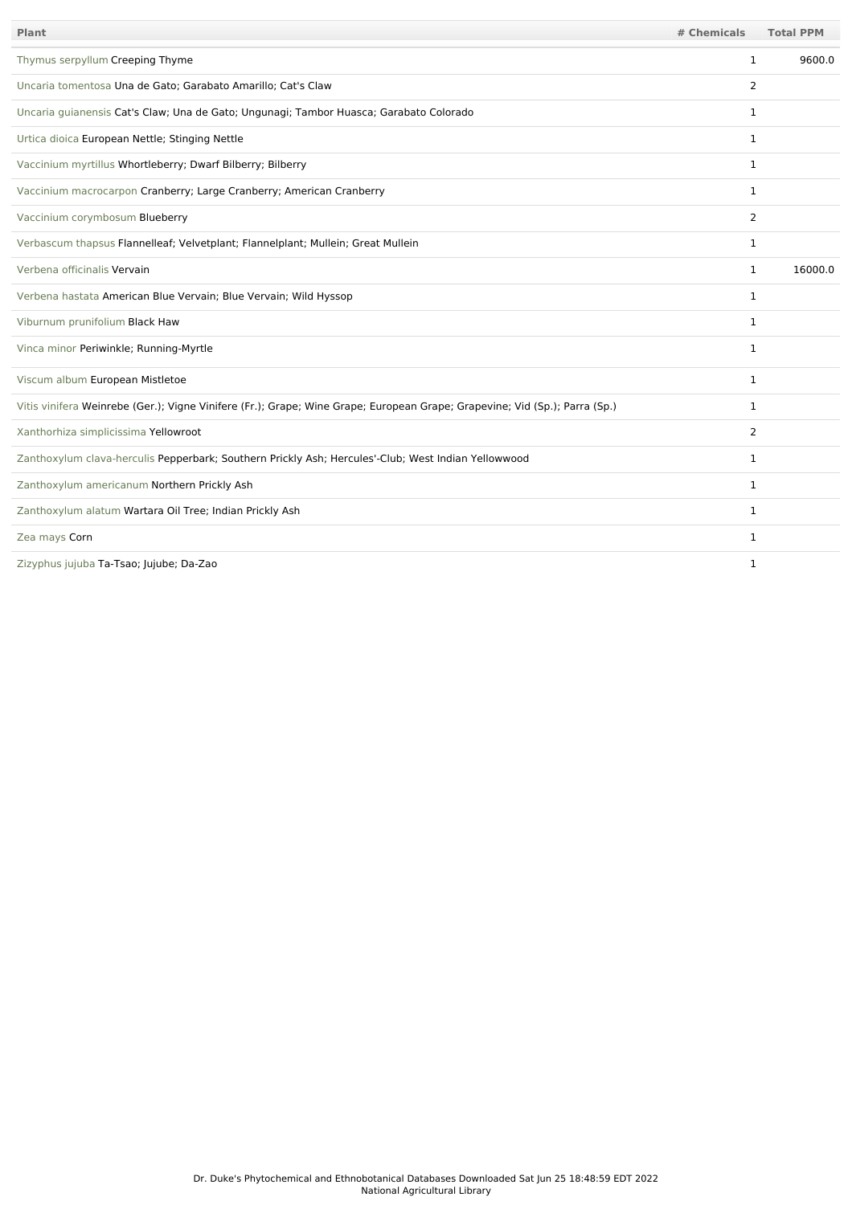| Plant | # Chemicals | Total PPM |
|---|---|---|
| Thymus serpyllum Creeping Thyme | 1 | 9600.0 |
| Uncaria tomentosa Una de Gato; Garabato Amarillo; Cat's Claw | 2 | |
| Uncaria guianensis Cat's Claw; Una de Gato; Ungunagi; Tambor Huasca; Garabato Colorado | 1 | |
| Urtica dioica European Nettle; Stinging Nettle | 1 | |
| Vaccinium myrtillus Whortleberry; Dwarf Bilberry; Bilberry | 1 | |
| Vaccinium macrocarpon Cranberry; Large Cranberry; American Cranberry | 1 | |
| Vaccinium corymbosum Blueberry | 2 | |
| Verbascum thapsus Flannelleaf; Velvetplant; Flannelplant; Mullein; Great Mullein | 1 | |
| Verbena officinalis Vervain | 1 | 16000.0 |
| Verbena hastata American Blue Vervain; Blue Vervain; Wild Hyssop | 1 | |
| Viburnum prunifolium Black Haw | 1 | |
| Vinca minor Periwinkle; Running-Myrtle | 1 | |
| Viscum album European Mistletoe | 1 | |
| Vitis vinifera Weinrebe (Ger.); Vigne Vinifere (Fr.); Grape; Wine Grape; European Grape; Grapevine; Vid (Sp.); Parra (Sp.) | 1 | |
| Xanthorhiza simplicissima Yellowroot | 2 | |
| Zanthoxylum clava-herculis Pepperbark; Southern Prickly Ash; Hercules'-Club; West Indian Yellowwood | 1 | |
| Zanthoxylum americanum Northern Prickly Ash | 1 | |
| Zanthoxylum alatum Wartara Oil Tree; Indian Prickly Ash | 1 | |
| Zea mays Corn | 1 | |
| Zizyphus jujuba Ta-Tsao; Jujube; Da-Zao | 1 | |